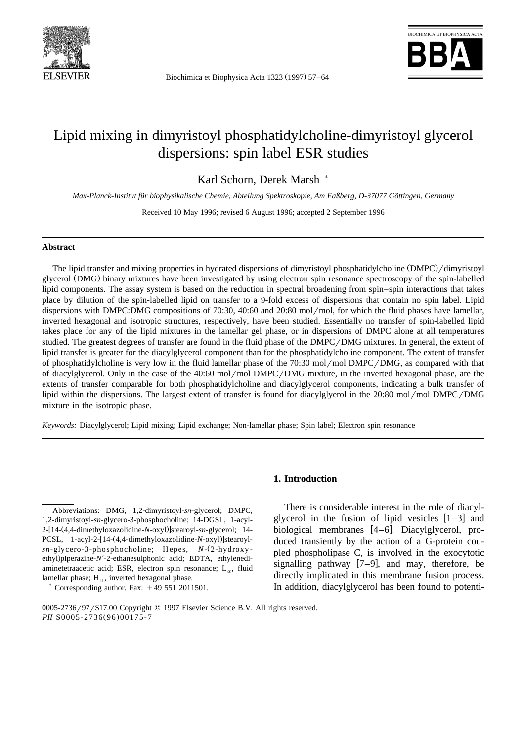# Lipid mixing in dimyristoyl phosphatidylcholine-dimyristoyl glycerol dispersions: spin label ESR studies

Karl Schorn, Derek Marsh *

*Max-Planck-Institut für biophysikalische Chemie, Abteilung Spektroskopie, Am Faßberg, D-37077 Göttingen, Germany*

Received 10 May 1996; revised 6 August 1996; accepted 2 September 1996

## Abstract

The lipid transfer and mixing properties in hydrated dispersions of dimyristoyl phosphatidylcholine (DMPC)/dimyristoyl glycerol (DMG) binary mixtures have been investigated by using electron spin resonance spectroscopy of the spin-labelled lipid components. The assay system is based on the reduction in spectral broadening from spin–spin interactions that takes place by dilution of the spin-labelled lipid on transfer to a 9-fold excess of dispersions that contain no spin label. Lipid dispersions with DMPC:DMG compositions of 70:30, 40:60 and 20:80 mol/mol, for which the fluid phases have lamellar, inverted hexagonal and isotropic structures, respectively, have been studied. Essentially no transfer of spin-labelled lipid takes place for any of the lipid mixtures in the lamellar gel phase, or in dispersions of DMPC alone at all temperatures studied. The greatest degrees of transfer are found in the fluid phase of the DMPC/DMG mixtures. In general, the extent of lipid transfer is greater for the diacylglycerol component than for the phosphatidylcholine component. The extent of transfer of phosphatidylcholine is very low in the fluid lamellar phase of the 70:30 mol/mol DMPC/DMG, as compared with that of diacylglycerol. Only in the case of the 40:60 mol/mol DMPC/DMG mixture, in the inverted hexagonal phase, are the extents of transfer comparable for both phosphatidylcholine and diacylglycerol components, indicating a bulk transfer of lipid within the dispersions. The largest extent of transfer is found for diacylglyerol in the 20:80 mol/mol DMPC/DMG mixture in the isotropic phase.

*Keywords:* Diacylglycerol; Lipid mixing; Lipid exchange; Non-lamellar phase; Spin label; Electron spin resonance

## 1. Introduction

There is considerable interest in the role of diacylglycerol in the fusion of lipid vesicles [1–3] and biological membranes [4–6]. Diacylglycerol, produced transiently by the action of a G-protein coupled phospholipase C, is involved in the exocytotic signalling pathway [7–9], and may, therefore, be directly implicated in this membrane fusion process. In addition, diacylglycerol has been found to potenti-

---

Abbreviations: DMG, 1,2-dimyristoyl-*sn*-glycerol; DMPC, 1,2-dimyristoyl-*sn*-glycero-3-phosphocholine; 14-DGSL, 1-acyl-2-[14-(4,4-dimethyloxazolidine-*N*-oxyl)]stearoyl-*sn*-glycerol; 14-PCSL, 1-acyl-2-[14-(4,4-dimethyloxazolidine-*N*-oxyl)]stearoyl-*sn*-glycero-3-phosphocholine; Hepes, *N*-(2-hydroxyethyl)piperazine-*N*′-2-ethanesulphonic acid; EDTA, ethylenediaminetetraacetic acid; ESR, electron spin resonance; $L_\alpha$, fluid lamellar phase; $H_{II}$, inverted hexagonal phase.

* Corresponding author. Fax: +49 551 2011501.

0005-2736/97/$17.00 Copyright © 1997 Elsevier Science B.V. All rights reserved.
*PII* S0005-2736(96)00175-7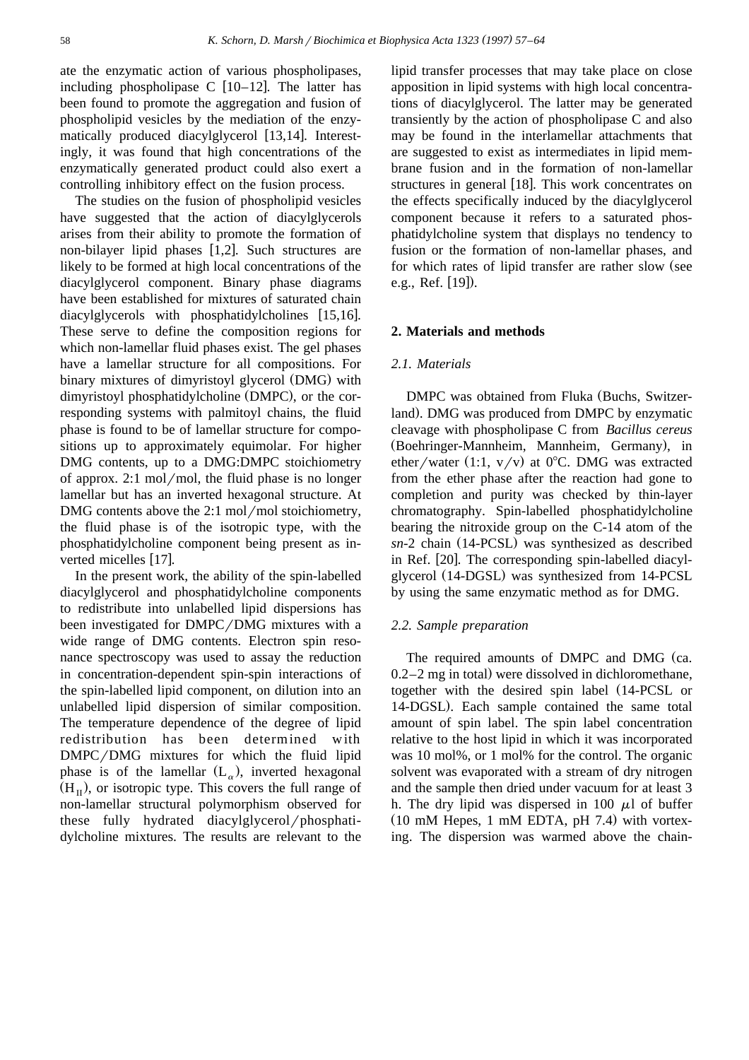ate the enzymatic action of various phospholipases, including phospholipase C [10–12]. The latter has been found to promote the aggregation and fusion of phospholipid vesicles by the mediation of the enzymatically produced diacylglycerol [13,14]. Interestingly, it was found that high concentrations of the enzymatically generated product could also exert a controlling inhibitory effect on the fusion process.

The studies on the fusion of phospholipid vesicles have suggested that the action of diacylglycerols arises from their ability to promote the formation of non-bilayer lipid phases [1,2]. Such structures are likely to be formed at high local concentrations of the diacylglycerol component. Binary phase diagrams have been established for mixtures of saturated chain diacylglycerols with phosphatidylcholines [15,16]. These serve to define the composition regions for which non-lamellar fluid phases exist. The gel phases have a lamellar structure for all compositions. For binary mixtures of dimyristoyl glycerol (DMG) with dimyristoyl phosphatidylcholine (DMPC), or the corresponding systems with palmitoyl chains, the fluid phase is found to be of lamellar structure for compositions up to approximately equimolar. For higher DMG contents, up to a DMG:DMPC stoichiometry of approx. 2:1 mol/mol, the fluid phase is no longer lamellar but has an inverted hexagonal structure. At DMG contents above the 2:1 mol/mol stoichiometry, the fluid phase is of the isotropic type, with the phosphatidylcholine component being present as inverted micelles [17].

In the present work, the ability of the spin-labelled diacylglycerol and phosphatidylcholine components to redistribute into unlabelled lipid dispersions has been investigated for DMPC/DMG mixtures with a wide range of DMG contents. Electron spin resonance spectroscopy was used to assay the reduction in concentration-dependent spin-spin interactions of the spin-labelled lipid component, on dilution into an unlabelled lipid dispersion of similar composition. The temperature dependence of the degree of lipid redistribution has been determined with DMPC/DMG mixtures for which the fluid lipid phase is of the lamellar ($L_\alpha$), inverted hexagonal ($H_{II}$), or isotropic type. This covers the full range of non-lamellar structural polymorphism observed for these fully hydrated diacylglycerol/phosphatidylcholine mixtures. The results are relevant to the lipid transfer processes that may take place on close apposition in lipid systems with high local concentrations of diacylglycerol. The latter may be generated transiently by the action of phospholipase C and also may be found in the interlamellar attachments that are suggested to exist as intermediates in lipid membrane fusion and in the formation of non-lamellar structures in general [18]. This work concentrates on the effects specifically induced by the diacylglycerol component because it refers to a saturated phosphatidylcholine system that displays no tendency to fusion or the formation of non-lamellar phases, and for which rates of lipid transfer are rather slow (see e.g., Ref. [19]).

## 2. Materials and methods

### 2.1. Materials

DMPC was obtained from Fluka (Buchs, Switzerland). DMG was produced from DMPC by enzymatic cleavage with phospholipase C from *Bacillus cereus* (Boehringer-Mannheim, Mannheim, Germany), in ether/water (1:1, v/v) at 0°C. DMG was extracted from the ether phase after the reaction had gone to completion and purity was checked by thin-layer chromatography. Spin-labelled phosphatidylcholine bearing the nitroxide group on the C-14 atom of the *sn*-2 chain (14-PCSL) was synthesized as described in Ref. [20]. The corresponding spin-labelled diacylglycerol (14-DGSL) was synthesized from 14-PCSL by using the same enzymatic method as for DMG.

### 2.2. Sample preparation

The required amounts of DMPC and DMG (ca. 0.2–2 mg in total) were dissolved in dichloromethane, together with the desired spin label (14-PCSL or 14-DGSL). Each sample contained the same total amount of spin label. The spin label concentration relative to the host lipid in which it was incorporated was 10 mol%, or 1 mol% for the control. The organic solvent was evaporated with a stream of dry nitrogen and the sample then dried under vacuum for at least 3 h. The dry lipid was dispersed in 100 $\mu$l of buffer (10 mM Hepes, 1 mM EDTA, pH 7.4) with vortexing. The dispersion was warmed above the chain-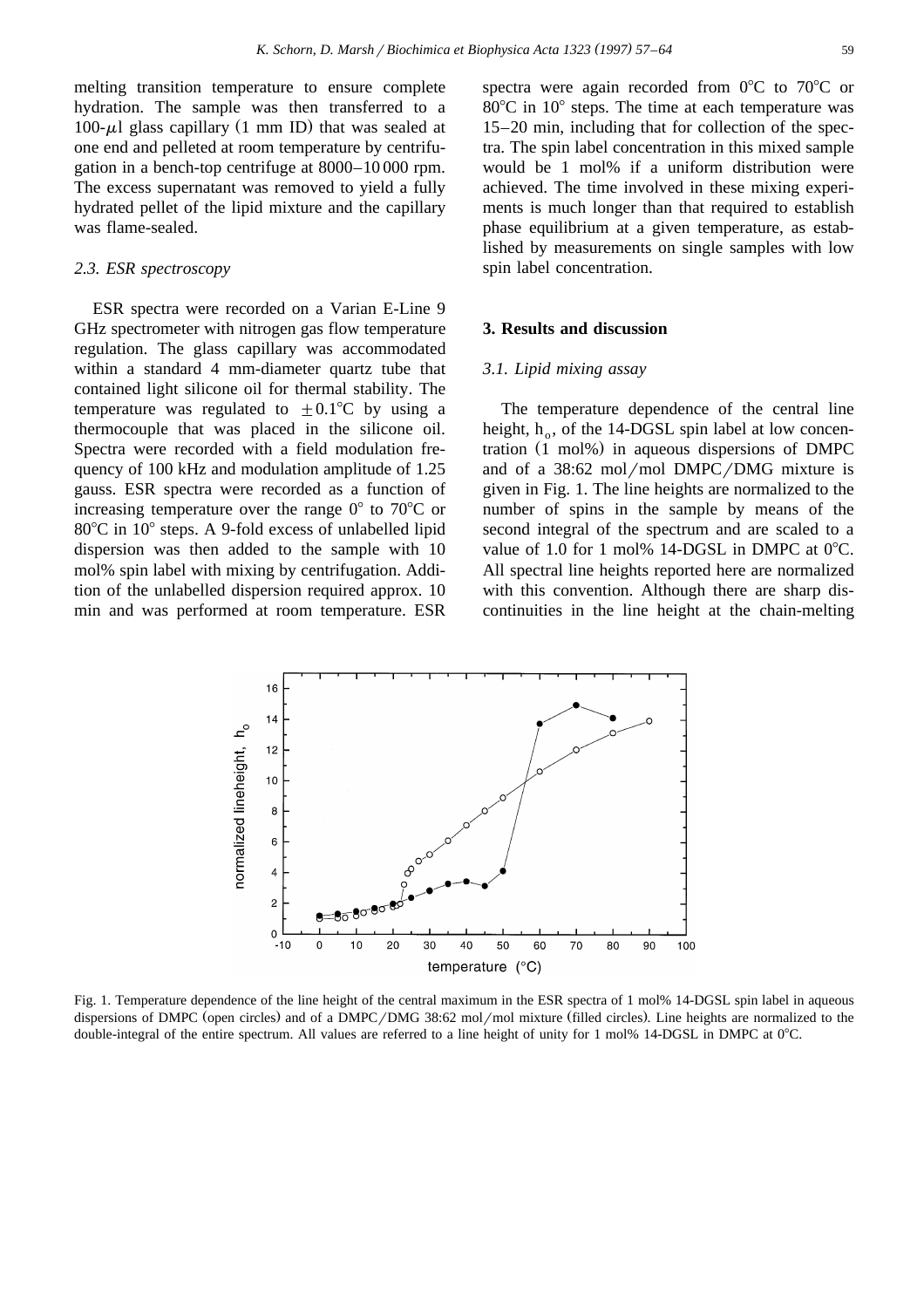melting transition temperature to ensure complete hydration. The sample was then transferred to a 100-μl glass capillary (1 mm ID) that was sealed at one end and pelleted at room temperature by centrifugation in a bench-top centrifuge at 8000–10 000 rpm. The excess supernatant was removed to yield a fully hydrated pellet of the lipid mixture and the capillary was flame-sealed.

### 2.3. ESR spectroscopy

ESR spectra were recorded on a Varian E-Line 9 GHz spectrometer with nitrogen gas flow temperature regulation. The glass capillary was accommodated within a standard 4 mm-diameter quartz tube that contained light silicone oil for thermal stability. The temperature was regulated to $\pm 0.1$°C by using a thermocouple that was placed in the silicone oil. Spectra were recorded with a field modulation frequency of 100 kHz and modulation amplitude of 1.25 gauss. ESR spectra were recorded as a function of increasing temperature over the range 0° to 70°C or 80°C in 10° steps. A 9-fold excess of unlabelled lipid dispersion was then added to the sample with 10 mol% spin label with mixing by centrifugation. Addition of the unlabelled dispersion required approx. 10 min and was performed at room temperature. ESR spectra were again recorded from 0°C to 70°C or 80°C in 10° steps. The time at each temperature was 15–20 min, including that for collection of the spectra. The spin label concentration in this mixed sample would be 1 mol% if a uniform distribution were achieved. The time involved in these mixing experiments is much longer than that required to establish phase equilibrium at a given temperature, as established by measurements on single samples with low spin label concentration.

## 3. Results and discussion

### 3.1. Lipid mixing assay

The temperature dependence of the central line height, $h_o$, of the 14-DGSL spin label at low concentration (1 mol%) in aqueous dispersions of DMPC and of a 38:62 mol/mol DMPC/DMG mixture is given in Fig. 1. The line heights are normalized to the number of spins in the sample by means of the second integral of the spectrum and are scaled to a value of 1.0 for 1 mol% 14-DGSL in DMPC at 0°C. All spectral line heights reported here are normalized with this convention. Although there are sharp discontinuities in the line height at the chain-melting

Fig. 1. Temperature dependence of the line height of the central maximum in the ESR spectra of 1 mol% 14-DGSL spin label in aqueous dispersions of DMPC (open circles) and of a DMPC/DMG 38:62 mol/mol mixture (filled circles). Line heights are normalized to the double-integral of the entire spectrum. All values are referred to a line height of unity for 1 mol% 14-DGSL in DMPC at 0°C.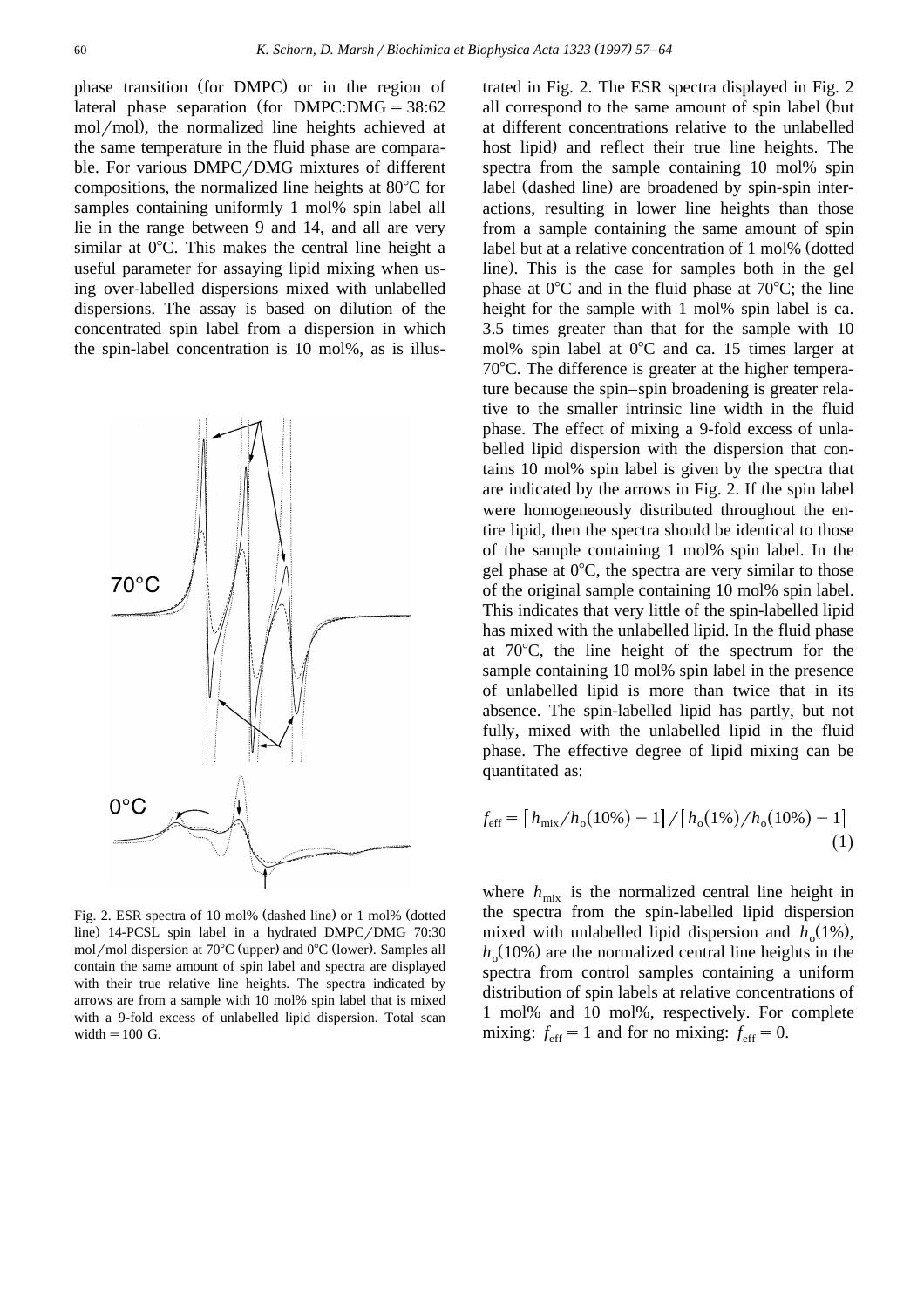phase transition (for DMPC) or in the region of lateral phase separation (for DMPC:DMG = 38:62 mol/mol), the normalized line heights achieved at the same temperature in the fluid phase are comparable. For various DMPC/DMG mixtures of different compositions, the normalized line heights at 80°C for samples containing uniformly 1 mol% spin label all lie in the range between 9 and 14, and all are very similar at 0°C. This makes the central line height a useful parameter for assaying lipid mixing when using over-labelled dispersions mixed with unlabelled dispersions. The assay is based on dilution of the concentrated spin label from a dispersion in which the spin-label concentration is 10 mol%, as is illustrated in Fig. 2. The ESR spectra displayed in Fig. 2 all correspond to the same amount of spin label (but at different concentrations relative to the unlabelled host lipid) and reflect their true line heights. The spectra from the sample containing 10 mol% spin label (dashed line) are broadened by spin-spin interactions, resulting in lower line heights than those from a sample containing the same amount of spin label but at a relative concentration of 1 mol% (dotted line). This is the case for samples both in the gel phase at 0°C and in the fluid phase at 70°C; the line height for the sample with 1 mol% spin label is ca. 3.5 times greater than that for the sample with 10 mol% spin label at 0°C and ca. 15 times larger at 70°C. The difference is greater at the higher temperature because the spin–spin broadening is greater relative to the smaller intrinsic line width in the fluid phase. The effect of mixing a 9-fold excess of unlabelled lipid dispersion with the dispersion that contains 10 mol% spin label is given by the spectra that are indicated by the arrows in Fig. 2. If the spin label were homogeneously distributed throughout the entire lipid, then the spectra should be identical to those of the sample containing 1 mol% spin label. In the gel phase at 0°C, the spectra are very similar to those of the original sample containing 10 mol% spin label. This indicates that very little of the spin-labelled lipid has mixed with the unlabelled lipid. In the fluid phase at 70°C, the line height of the spectrum for the sample containing 10 mol% spin label in the presence of unlabelled lipid is more than twice that in its absence. The spin-labelled lipid has partly, but not fully, mixed with the unlabelled lipid in the fluid phase. The effective degree of lipid mixing can be quantitated as:

$$f_{\mathrm{eff}} = [h_{\mathrm{mix}}/h_{\mathrm{o}}(10\%) - 1]/[h_{\mathrm{o}}(1\%)/h_{\mathrm{o}}(10\%) - 1] \quad (1)$$

where $h_{\mathrm{mix}}$ is the normalized central line height in the spectra from the spin-labelled lipid dispersion mixed with unlabelled lipid dispersion and $h_{\mathrm{o}}(1\%)$, $h_{\mathrm{o}}(10\%)$ are the normalized central line heights in the spectra from control samples containing a uniform distribution of spin labels at relative concentrations of 1 mol% and 10 mol%, respectively. For complete mixing: $f_{\mathrm{eff}} = 1$ and for no mixing: $f_{\mathrm{eff}} = 0$.

Fig. 2. ESR spectra of 10 mol% (dashed line) or 1 mol% (dotted line) 14-PCSL spin label in a hydrated DMPC/DMG 70:30 mol/mol dispersion at 70°C (upper) and 0°C (lower). Samples all contain the same amount of spin label and spectra are displayed with their true relative line heights. The spectra indicated by arrows are from a sample with 10 mol% spin label that is mixed with a 9-fold excess of unlabelled lipid dispersion. Total scan width = 100 G.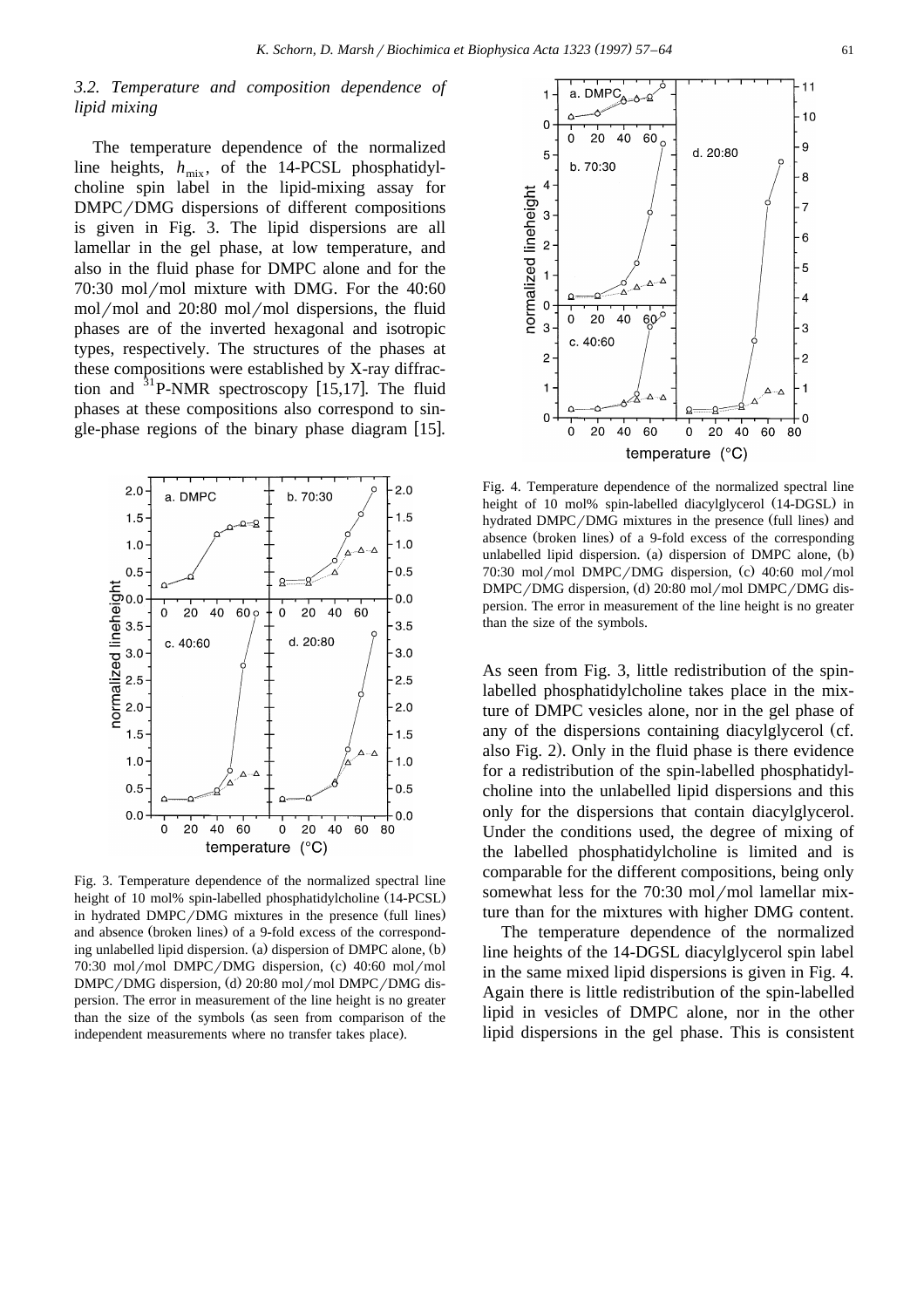### 3.2. Temperature and composition dependence of lipid mixing

The temperature dependence of the normalized line heights, $h_{mix}$, of the 14-PCSL phosphatidylcholine spin label in the lipid-mixing assay for DMPC/DMG dispersions of different compositions is given in Fig. 3. The lipid dispersions are all lamellar in the gel phase, at low temperature, and also in the fluid phase for DMPC alone and for the 70:30 mol/mol mixture with DMG. For the 40:60 mol/mol and 20:80 mol/mol dispersions, the fluid phases are of the inverted hexagonal and isotropic types, respectively. The structures of the phases at these compositions were established by X-ray diffraction and $^{31}$P-NMR spectroscopy [15,17]. The fluid phases at these compositions also correspond to single-phase regions of the binary phase diagram [15].

Fig. 3. Temperature dependence of the normalized spectral line height of 10 mol% spin-labelled phosphatidylcholine (14-PCSL) in hydrated DMPC/DMG mixtures in the presence (full lines) and absence (broken lines) of a 9-fold excess of the corresponding unlabelled lipid dispersion. (a) dispersion of DMPC alone, (b) 70:30 mol/mol DMPC/DMG dispersion, (c) 40:60 mol/mol DMPC/DMG dispersion, (d) 20:80 mol/mol DMPC/DMG dispersion. The error in measurement of the line height is no greater than the size of the symbols (as seen from comparison of the independent measurements where no transfer takes place).

Fig. 4. Temperature dependence of the normalized spectral line height of 10 mol% spin-labelled diacylglycerol (14-DGSL) in hydrated DMPC/DMG mixtures in the presence (full lines) and absence (broken lines) of a 9-fold excess of the corresponding unlabelled lipid dispersion. (a) dispersion of DMPC alone, (b) 70:30 mol/mol DMPC/DMG dispersion, (c) 40:60 mol/mol DMPC/DMG dispersion, (d) 20:80 mol/mol DMPC/DMG dispersion. The error in measurement of the line height is no greater than the size of the symbols.

As seen from Fig. 3, little redistribution of the spin-labelled phosphatidylcholine takes place in the mixture of DMPC vesicles alone, nor in the gel phase of any of the dispersions containing diacylglycerol (cf. also Fig. 2). Only in the fluid phase is there evidence for a redistribution of the spin-labelled phosphatidylcholine into the unlabelled lipid dispersions and this only for the dispersions that contain diacylglycerol. Under the conditions used, the degree of mixing of the labelled phosphatidylcholine is limited and is comparable for the different compositions, being only somewhat less for the 70:30 mol/mol lamellar mixture than for the mixtures with higher DMG content.

The temperature dependence of the normalized line heights of the 14-DGSL diacylglycerol spin label in the same mixed lipid dispersions is given in Fig. 4. Again there is little redistribution of the spin-labelled lipid in vesicles of DMPC alone, nor in the other lipid dispersions in the gel phase. This is consistent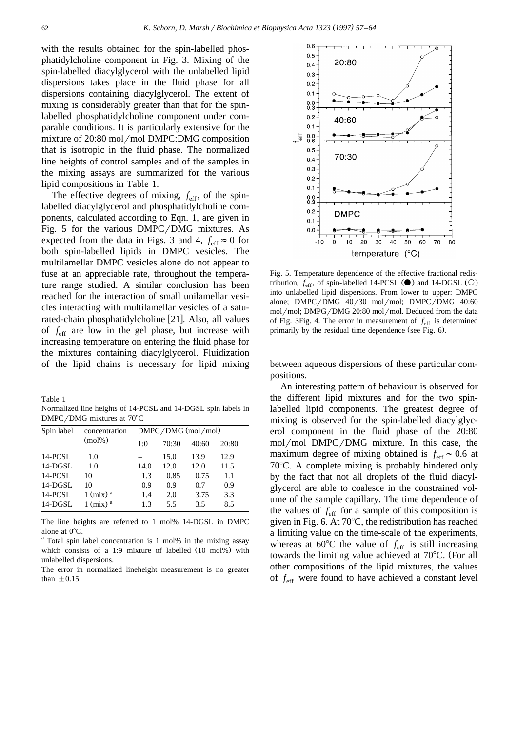with the results obtained for the spin-labelled phosphatidylcholine component in Fig. 3. Mixing of the spin-labelled diacylglycerol with the unlabelled lipid dispersions takes place in the fluid phase for all dispersions containing diacylglycerol. The extent of mixing is considerably greater than that for the spin-labelled phosphatidylcholine component under comparable conditions. It is particularly extensive for the mixture of 20:80 mol/mol DMPC:DMG composition that is isotropic in the fluid phase. The normalized line heights of control samples and of the samples in the mixing assays are summarized for the various lipid compositions in Table 1.

The effective degrees of mixing, $f_{eff}$, of the spin-labelled diacylglycerol and phosphatidylcholine components, calculated according to Eqn. 1, are given in Fig. 5 for the various DMPC/DMG mixtures. As expected from the data in Figs. 3 and 4, $f_{eff} \approx 0$ for both spin-labelled lipids in DMPC vesicles. The multilamellar DMPC vesicles alone do not appear to fuse at an appreciable rate, throughout the temperature range studied. A similar conclusion has been reached for the interaction of small unilamellar vesicles interacting with multilamellar vesicles of a saturated-chain phosphatidylcholine [21]. Also, all values of $f_{eff}$ are low in the gel phase, but increase with increasing temperature on entering the fluid phase for the mixtures containing diacylglycerol. Fluidization of the lipid chains is necessary for lipid mixing between aqueous dispersions of these particular compositions.

Table 1
Normalized line heights of 14-PCSL and 14-DGSL spin labels in DMPC/DMG mixtures at 70°C

| Spin label | concentration (mol%) | DMPC/DMG (mol/mol) | | | |
|---|---|---|---|---|---|
| | | 1:0 | 70:30 | 40:60 | 20:80 |
| 14-PCSL | 1.0 | – | 15.0 | 13.9 | 12.9 |
| 14-DGSL | 1.0 | 14.0 | 12.0 | 12.0 | 11.5 |
| 14-PCSL | 10 | 1.3 | 0.85 | 0.75 | 1.1 |
| 14-DGSL | 10 | 0.9 | 0.9 | 0.7 | 0.9 |
| 14-PCSL | 1 (mix) [a] | 1.4 | 2.0 | 3.75 | 3.3 |
| 14-DGSL | 1 (mix) [a] | 1.3 | 5.5 | 3.5 | 8.5 |

The line heights are referred to 1 mol% 14-DGSL in DMPC alone at 0°C.
[a] Total spin label concentration is 1 mol% in the mixing assay which consists of a 1:9 mixture of labelled (10 mol%) with unlabelled dispersions.
The error in normalized lineheight measurement is no greater than ±0.15.

Fig. 5. Temperature dependence of the effective fractional redistribution, $f_{eff}$, of spin-labelled 14-PCSL (●) and 14-DGSL (○) into unlabelled lipid dispersions. From lower to upper: DMPC alone; DMPC/DMG 40/30 mol/mol; DMPC/DMG 40:60 mol/mol; DMPG/DMG 20:80 mol/mol. Deduced from the data of Fig. 3Fig. 4. The error in measurement of $f_{eff}$ is determined primarily by the residual time dependence (see Fig. 6).

An interesting pattern of behaviour is observed for the different lipid mixtures and for the two spin-labelled lipid components. The greatest degree of mixing is observed for the spin-labelled diacylglycerol component in the fluid phase of the 20:80 mol/mol DMPC/DMG mixture. In this case, the maximum degree of mixing obtained is $f_{eff} \sim 0.6$ at 70°C. A complete mixing is probably hindered only by the fact that not all droplets of the fluid diacylglycerol are able to coalesce in the constrained volume of the sample capillary. The time dependence of the values of $f_{eff}$ for a sample of this composition is given in Fig. 6. At 70°C, the redistribution has reached a limiting value on the time-scale of the experiments, whereas at 60°C the value of $f_{eff}$ is still increasing towards the limiting value achieved at 70°C. (For all other compositions of the lipid mixtures, the values of $f_{eff}$ were found to have achieved a constant level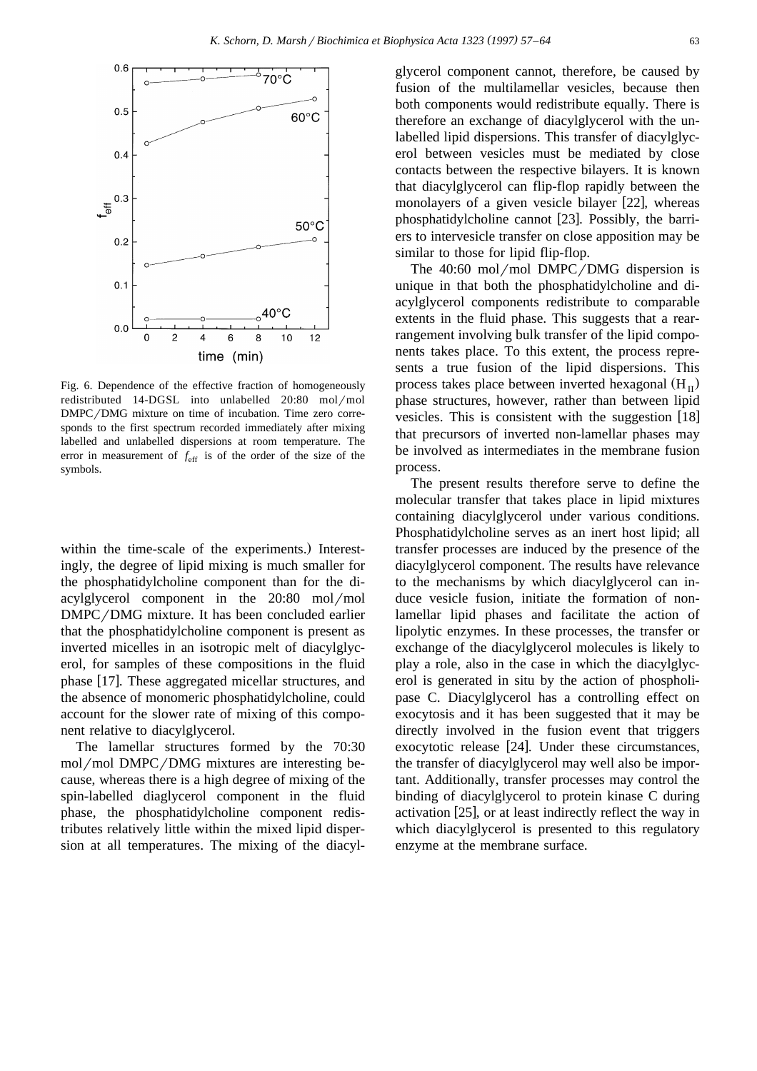0.6
0.5
0.4
0.3
0.2
0.1
0.0
$f_{eff}$
0 2 4 6 8 10 12
time (min)
70°C
60°C
50°C
40°C

Fig. 6. Dependence of the effective fraction of homogeneously redistributed 14-DGSL into unlabelled 20:80 mol/mol DMPC/DMG mixture on time of incubation. Time zero corresponds to the first spectrum recorded immediately after mixing labelled and unlabelled dispersions at room temperature. The error in measurement of $f_{eff}$ is of the order of the size of the symbols.

within the time-scale of the experiments.) Interestingly, the degree of lipid mixing is much smaller for the phosphatidylcholine component than for the diacylglycerol component in the 20:80 mol/mol DMPC/DMG mixture. It has been concluded earlier that the phosphatidylcholine component is present as inverted micelles in an isotropic melt of diacylglycerol, for samples of these compositions in the fluid phase [17]. These aggregated micellar structures, and the absence of monomeric phosphatidylcholine, could account for the slower rate of mixing of this component relative to diacylglycerol.

The lamellar structures formed by the 70:30 mol/mol DMPC/DMG mixtures are interesting because, whereas there is a high degree of mixing of the spin-labelled diaglycerol component in the fluid phase, the phosphatidylcholine component redistributes relatively little within the mixed lipid dispersion at all temperatures. The mixing of the diacylglycerol component cannot, therefore, be caused by fusion of the multilamellar vesicles, because then both components would redistribute equally. There is therefore an exchange of diacylglycerol with the unlabelled lipid dispersions. This transfer of diacylglycerol between vesicles must be mediated by close contacts between the respective bilayers. It is known that diacylglycerol can flip-flop rapidly between the monolayers of a given vesicle bilayer [22], whereas phosphatidylcholine cannot [23]. Possibly, the barriers to intervesicle transfer on close apposition may be similar to those for lipid flip-flop.

The 40:60 mol/mol DMPC/DMG dispersion is unique in that both the phosphatidylcholine and diacylglycerol components redistribute to comparable extents in the fluid phase. This suggests that a rearrangement involving bulk transfer of the lipid components takes place. To this extent, the process represents a true fusion of the lipid dispersions. This process takes place between inverted hexagonal ($H_{II}$) phase structures, however, rather than between lipid vesicles. This is consistent with the suggestion [18] that precursors of inverted non-lamellar phases may be involved as intermediates in the membrane fusion process.

The present results therefore serve to define the molecular transfer that takes place in lipid mixtures containing diacylglycerol under various conditions. Phosphatidylcholine serves as an inert host lipid; all transfer processes are induced by the presence of the diacylglycerol component. The results have relevance to the mechanisms by which diacylglycerol can induce vesicle fusion, initiate the formation of non-lamellar lipid phases and facilitate the action of lipolytic enzymes. In these processes, the transfer or exchange of the diacylglycerol molecules is likely to play a role, also in the case in which the diacylglycerol is generated in situ by the action of phospholipase C. Diacylglycerol has a controlling effect on exocytosis and it has been suggested that it may be directly involved in the fusion event that triggers exocytotic release [24]. Under these circumstances, the transfer of diacylglycerol may well also be important. Additionally, transfer processes may control the binding of diacylglycerol to protein kinase C during activation [25], or at least indirectly reflect the way in which diacylglycerol is presented to this regulatory enzyme at the membrane surface.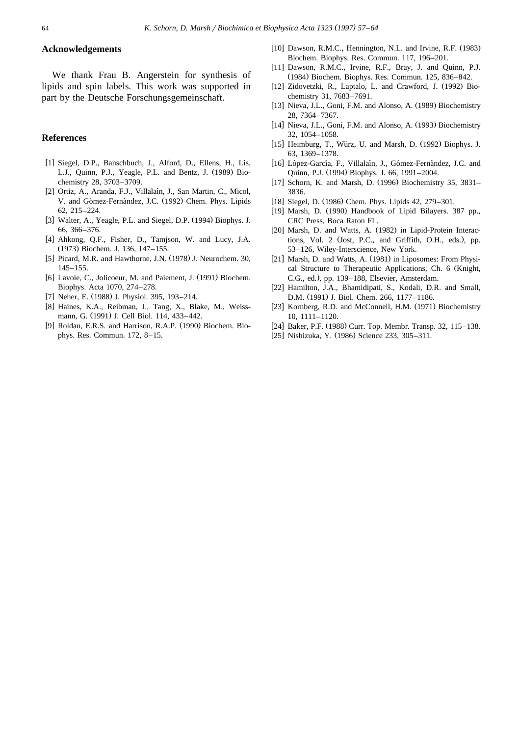## Acknowledgements

We thank Frau B. Angerstein for synthesis of lipids and spin labels. This work was supported in part by the Deutsche Forschungsgemeinschaft.

## References

[1] Siegel, D.P., Banschbuch, J., Alford, D., Ellens, H., Lis, L.J., Quinn, P.J., Yeagle, P.L. and Bentz, J. (1989) Biochemistry 28, 3703–3709.

[2] Ortiz, A., Aranda, F.J., Villalaín, J., San Martin, C., Micol, V. and Gómez-Fernández, J.C. (1992) Chem. Phys. Lipids 62, 215–224.

[3] Walter, A., Yeagle, P.L. and Siegel, D.P. (1994) Biophys. J. 66, 366–376.

[4] Ahkong, Q.F., Fisher, D., Tamjson, W. and Lucy, J.A. (1973) Biochem. J. 136, 147–155.

[5] Picard, M.R. and Hawthorne, J.N. (1978) J. Neurochem. 30, 145–155.

[6] Lavoie, C., Jolicoeur, M. and Paiement, J. (1991) Biochem. Biophys. Acta 1070, 274–278.

[7] Neher, E. (1988) J. Physiol. 395, 193–214.

[8] Haines, K.A., Reibman, J., Tang, X., Blake, M., Weissmann, G. (1991) J. Cell Biol. 114, 433–442.

[9] Roldan, E.R.S. and Harrison, R.A.P. (1990) Biochem. Biophys. Res. Commun. 172, 8–15.

[10] Dawson, R.M.C., Hennington, N.L. and Irvine, R.F. (1983) Biochem. Biophys. Res. Commun. 117, 196–201.

[11] Dawson, R.M.C., Irvine, R.F., Bray, J. and Quinn, P.J. (1984) Biochem. Biophys. Res. Commun. 125, 836–842.

[12] Zidovetzki, R., Laptalo, L. and Crawford, J. (1992) Biochemistry 31, 7683–7691.

[13] Nieva, J.L., Goni, F.M. and Alonso, A. (1989) Biochemistry 28, 7364–7367.

[14] Nieva, J.L., Goni, F.M. and Alonso, A. (1993) Biochemistry 32, 1054–1058.

[15] Heimburg, T., Würz, U. and Marsh, D. (1992) Biophys. J. 63, 1369–1378.

[16] López-García, F., Villalaín, J., Gómez-Fernández, J.C. and Quinn, P.J. (1994) Biophys. J. 66, 1991–2004.

[17] Schorn, K. and Marsh, D. (1996) Biochemistry 35, 3831–3836.

[18] Siegel, D. (1986) Chem. Phys. Lipids 42, 279–301.

[19] Marsh, D. (1990) Handbook of Lipid Bilayers. 387 pp., CRC Press, Boca Raton FL.

[20] Marsh, D. and Watts, A. (1982) in Lipid-Protein Interactions, Vol. 2 (Jost, P.C., and Griffith, O.H., eds.), pp. 53–126, Wiley-Interscience, New York.

[21] Marsh, D. and Watts, A. (1981) in Liposomes: From Physical Structure to Therapeutic Applications, Ch. 6 (Knight, C.G., ed.), pp. 139–188, Elsevier, Amsterdam.

[22] Hamilton, J.A., Bhamidipati, S., Kodali, D.R. and Small, D.M. (1991) J. Biol. Chem. 266, 1177–1186.

[23] Kornberg, R.D. and McConnell, H.M. (1971) Biochemistry 10, 1111–1120.

[24] Baker, P.F. (1988) Curr. Top. Membr. Transp. 32, 115–138.

[25] Nishizuka, Y. (1986) Science 233, 305–311.